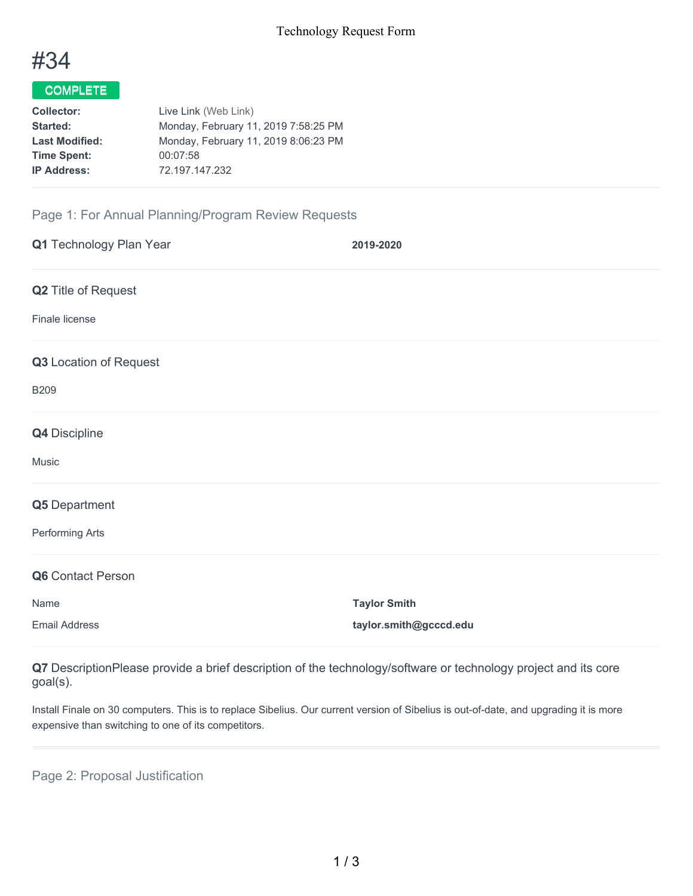# #34

**COMPLETE**

**Collector:** Live Link (Web Link)
**Started:** Monday, February 11, 2019 7:58:25 PM
**Last Modified:** Monday, February 11, 2019 8:06:23 PM
**Time Spent:** 00:07:58
**IP Address:** 72.197.147.232

## Page 1: For Annual Planning/Program Review Requests

**Q1** Technology Plan Year

**2019-2020**

**Q2** Title of Request

Finale license

**Q3** Location of Request

B209

**Q4** Discipline

Music

**Q5** Department

Performing Arts

**Q6** Contact Person

Name **Taylor Smith**

Email Address **taylor.smith@gcccd.edu**

**Q7** DescriptionPlease provide a brief description of the technology/software or technology project and its core goal(s).

Install Finale on 30 computers. This is to replace Sibelius. Our current version of Sibelius is out-of-date, and upgrading it is more expensive than switching to one of its competitors.

## Page 2: Proposal Justification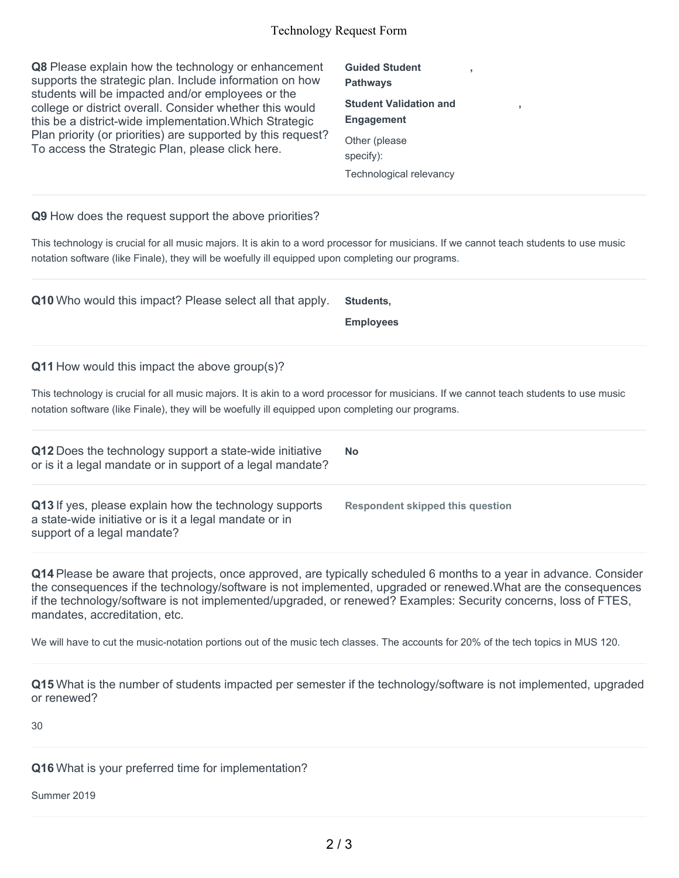**Q8** Please explain how the technology or enhancement supports the strategic plan. Include information on how students will be impacted and/or employees or the college or district overall. Consider whether this would this be a district-wide implementation.Which Strategic Plan priority (or priorities) are supported by this request? To access the Strategic Plan, please click here.

**Guided Student Pathways** ,

**Student Validation and Engagement** ,

Other (please specify):

Technological relevancy

**Q9** How does the request support the above priorities?

This technology is crucial for all music majors. It is akin to a word processor for musicians. If we cannot teach students to use music notation software (like Finale), they will be woefully ill equipped upon completing our programs.

**Q10** Who would this impact? Please select all that apply.

**Students,**

**Employees**

**Q11** How would this impact the above group(s)?

This technology is crucial for all music majors. It is akin to a word processor for musicians. If we cannot teach students to use music notation software (like Finale), they will be woefully ill equipped upon completing our programs.

**Q12** Does the technology support a state-wide initiative or is it a legal mandate or in support of a legal mandate?

**No**

**Q13** If yes, please explain how the technology supports a state-wide initiative or is it a legal mandate or in support of a legal mandate?

**Respondent skipped this question**

**Q14** Please be aware that projects, once approved, are typically scheduled 6 months to a year in advance. Consider the consequences if the technology/software is not implemented, upgraded or renewed.What are the consequences if the technology/software is not implemented/upgraded, or renewed? Examples: Security concerns, loss of FTES, mandates, accreditation, etc.

We will have to cut the music-notation portions out of the music tech classes. The accounts for 20% of the tech topics in MUS 120.

**Q15** What is the number of students impacted per semester if the technology/software is not implemented, upgraded or renewed?

30

**Q16** What is your preferred time for implementation?

Summer 2019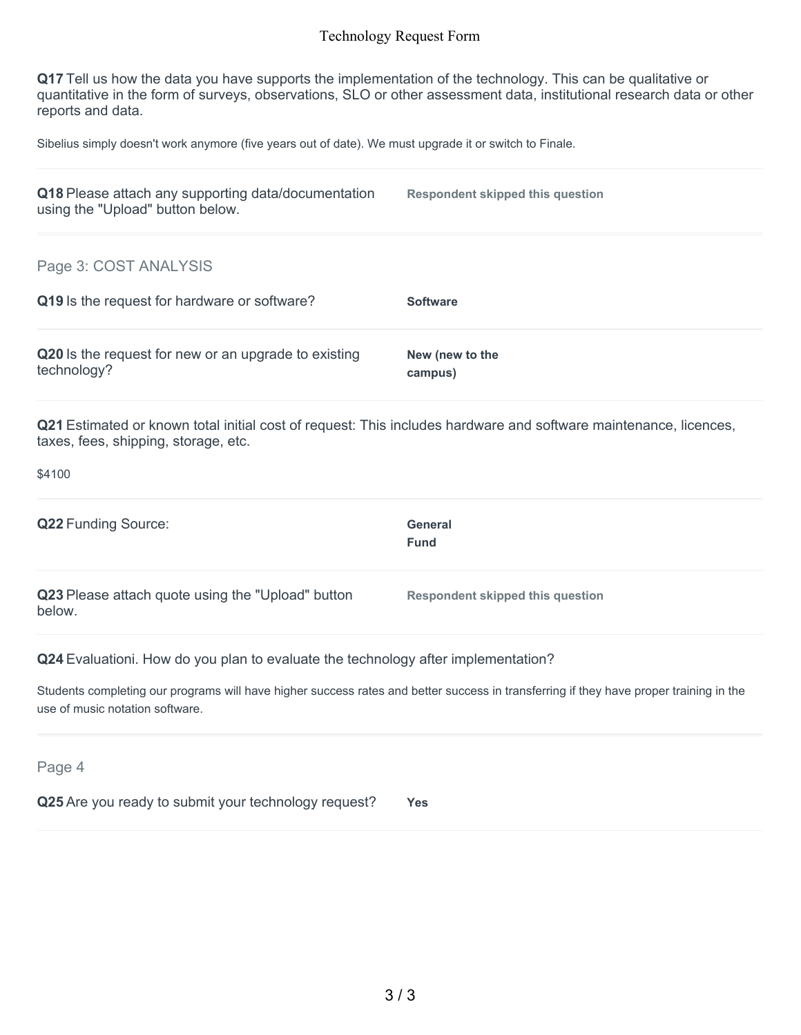**Q17** Tell us how the data you have supports the implementation of the technology. This can be qualitative or quantitative in the form of surveys, observations, SLO or other assessment data, institutional research data or other reports and data.

Sibelius simply doesn't work anymore (five years out of date). We must upgrade it or switch to Finale.

**Q18** Please attach any supporting data/documentation using the "Upload" button below.

**Respondent skipped this question**

## Page 3: COST ANALYSIS

**Q19** Is the request for hardware or software?

**Software**

**Q20** Is the request for new or an upgrade to existing technology?

**New (new to the campus)**

**Q21** Estimated or known total initial cost of request: This includes hardware and software maintenance, licences, taxes, fees, shipping, storage, etc.

$4100

**Q22** Funding Source:

**General Fund**

**Q23** Please attach quote using the "Upload" button below.

**Respondent skipped this question**

**Q24** Evaluationi. How do you plan to evaluate the technology after implementation?

Students completing our programs will have higher success rates and better success in transferring if they have proper training in the use of music notation software.

## Page 4

**Q25** Are you ready to submit your technology request?

**Yes**